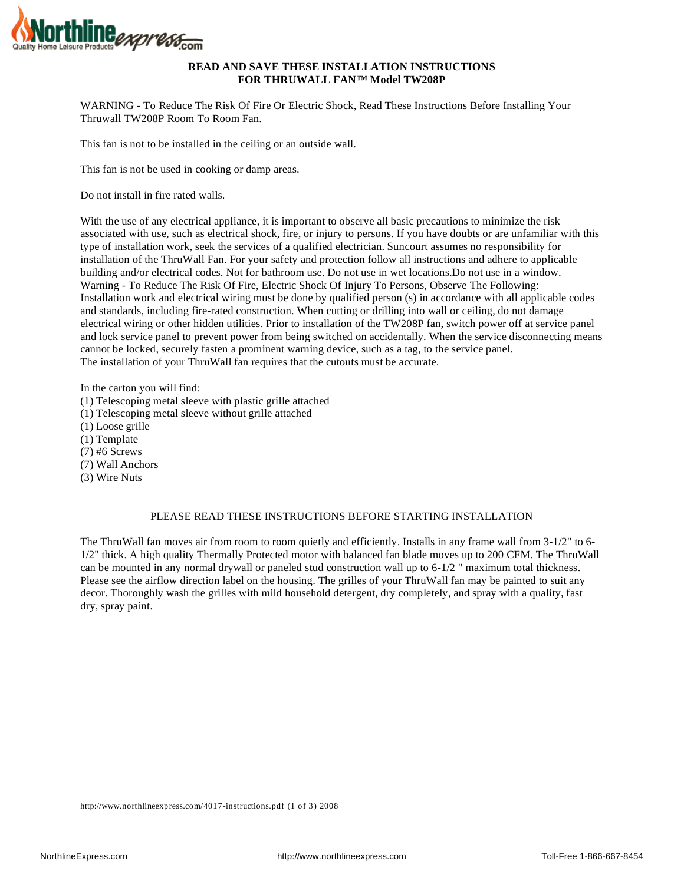**READ AND SAVE THESE INSTALLATION INSTRUCTIONS**
**FOR THRUWALL FAN™ Model TW208P**

WARNING - To Reduce The Risk Of Fire Or Electric Shock, Read These Instructions Before Installing Your Thruwall TW208P Room To Room Fan.

This fan is not to be installed in the ceiling or an outside wall.

This fan is not be used in cooking or damp areas.

Do not install in fire rated walls.

With the use of any electrical appliance, it is important to observe all basic precautions to minimize the risk associated with use, such as electrical shock, fire, or injury to persons. If you have doubts or are unfamiliar with this type of installation work, seek the services of a qualified electrician. Suncourt assumes no responsibility for installation of the ThruWall Fan. For your safety and protection follow all instructions and adhere to applicable building and/or electrical codes. Not for bathroom use. Do not use in wet locations.Do not use in a window.
Warning - To Reduce The Risk Of Fire, Electric Shock Of Injury To Persons, Observe The Following:
Installation work and electrical wiring must be done by qualified person (s) in accordance with all applicable codes and standards, including fire-rated construction. When cutting or drilling into wall or ceiling, do not damage electrical wiring or other hidden utilities. Prior to installation of the TW208P fan, switch power off at service panel and lock service panel to prevent power from being switched on accidentally. When the service disconnecting means cannot be locked, securely fasten a prominent warning device, such as a tag, to the service panel.
The installation of your ThruWall fan requires that the cutouts must be accurate.

In the carton you will find:
(1) Telescoping metal sleeve with plastic grille attached
(1) Telescoping metal sleeve without grille attached
(1) Loose grille
(1) Template
(7) #6 Screws
(7) Wall Anchors
(3) Wire Nuts

PLEASE READ THESE INSTRUCTIONS BEFORE STARTING INSTALLATION

The ThruWall fan moves air from room to room quietly and efficiently. Installs in any frame wall from 3-1/2" to 6-1/2" thick. A high quality Thermally Protected motor with balanced fan blade moves up to 200 CFM. The ThruWall can be mounted in any normal drywall or paneled stud construction wall up to 6-1/2 " maximum total thickness. Please see the airflow direction label on the housing. The grilles of your ThruWall fan may be painted to suit any decor. Thoroughly wash the grilles with mild household detergent, dry completely, and spray with a quality, fast dry, spray paint.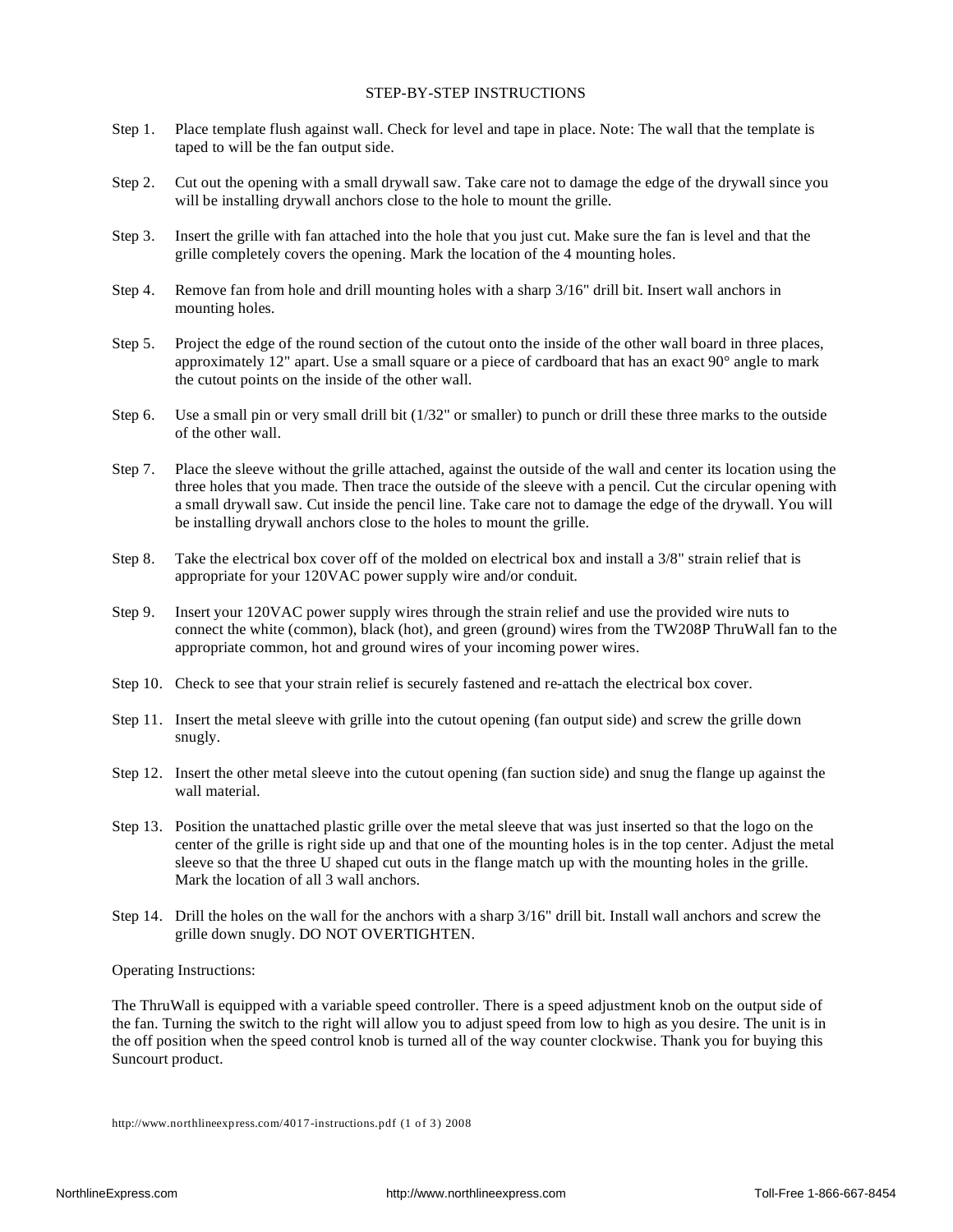# STEP-BY-STEP INSTRUCTIONS

Step 1. Place template flush against wall. Check for level and tape in place. Note: The wall that the template is taped to will be the fan output side.

Step 2. Cut out the opening with a small drywall saw. Take care not to damage the edge of the drywall since you will be installing drywall anchors close to the hole to mount the grille.

Step 3. Insert the grille with fan attached into the hole that you just cut. Make sure the fan is level and that the grille completely covers the opening. Mark the location of the 4 mounting holes.

Step 4. Remove fan from hole and drill mounting holes with a sharp 3/16" drill bit. Insert wall anchors in mounting holes.

Step 5. Project the edge of the round section of the cutout onto the inside of the other wall board in three places, approximately 12" apart. Use a small square or a piece of cardboard that has an exact 90° angle to mark the cutout points on the inside of the other wall.

Step 6. Use a small pin or very small drill bit (1/32" or smaller) to punch or drill these three marks to the outside of the other wall.

Step 7. Place the sleeve without the grille attached, against the outside of the wall and center its location using the three holes that you made. Then trace the outside of the sleeve with a pencil. Cut the circular opening with a small drywall saw. Cut inside the pencil line. Take care not to damage the edge of the drywall. You will be installing drywall anchors close to the holes to mount the grille.

Step 8. Take the electrical box cover off of the molded on electrical box and install a 3/8" strain relief that is appropriate for your 120VAC power supply wire and/or conduit.

Step 9. Insert your 120VAC power supply wires through the strain relief and use the provided wire nuts to connect the white (common), black (hot), and green (ground) wires from the TW208P ThruWall fan to the appropriate common, hot and ground wires of your incoming power wires.

Step 10. Check to see that your strain relief is securely fastened and re-attach the electrical box cover.

Step 11. Insert the metal sleeve with grille into the cutout opening (fan output side) and screw the grille down snugly.

Step 12. Insert the other metal sleeve into the cutout opening (fan suction side) and snug the flange up against the wall material.

Step 13. Position the unattached plastic grille over the metal sleeve that was just inserted so that the logo on the center of the grille is right side up and that one of the mounting holes is in the top center. Adjust the metal sleeve so that the three U shaped cut outs in the flange match up with the mounting holes in the grille. Mark the location of all 3 wall anchors.

Step 14. Drill the holes on the wall for the anchors with a sharp 3/16" drill bit. Install wall anchors and screw the grille down snugly. DO NOT OVERTIGHTEN.

Operating Instructions:

The ThruWall is equipped with a variable speed controller. There is a speed adjustment knob on the output side of the fan. Turning the switch to the right will allow you to adjust speed from low to high as you desire. The unit is in the off position when the speed control knob is turned all of the way counter clockwise. Thank you for buying this Suncourt product.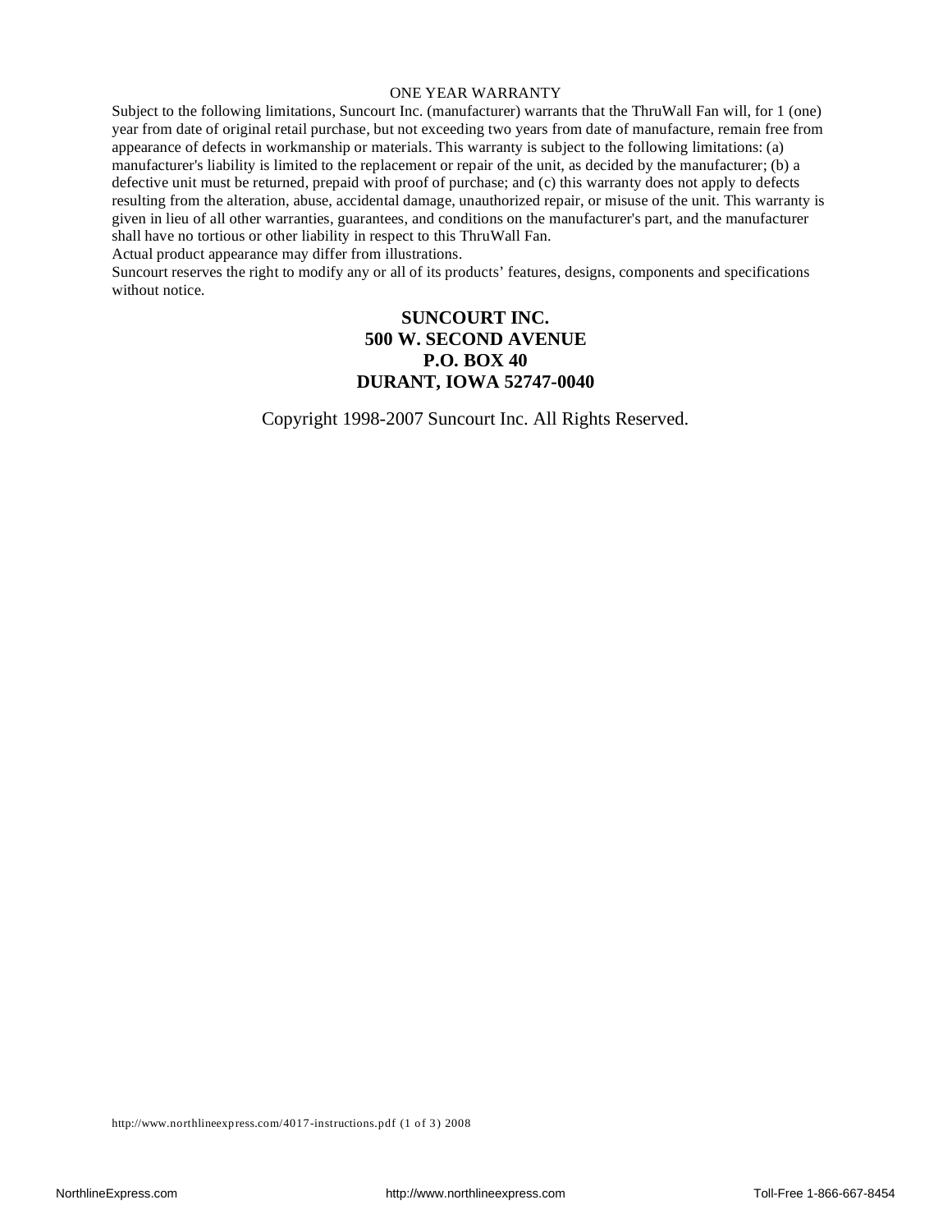## ONE YEAR WARRANTY

Subject to the following limitations, Suncourt Inc. (manufacturer) warrants that the ThruWall Fan will, for 1 (one) year from date of original retail purchase, but not exceeding two years from date of manufacture, remain free from appearance of defects in workmanship or materials. This warranty is subject to the following limitations: (a) manufacturer's liability is limited to the replacement or repair of the unit, as decided by the manufacturer; (b) a defective unit must be returned, prepaid with proof of purchase; and (c) this warranty does not apply to defects resulting from the alteration, abuse, accidental damage, unauthorized repair, or misuse of the unit. This warranty is given in lieu of all other warranties, guarantees, and conditions on the manufacturer's part, and the manufacturer shall have no tortious or other liability in respect to this ThruWall Fan.

Actual product appearance may differ from illustrations.

Suncourt reserves the right to modify any or all of its products' features, designs, components and specifications without notice.

**SUNCOURT INC.**
**500 W. SECOND AVENUE**
**P.O. BOX 40**
**DURANT, IOWA 52747-0040**

Copyright 1998-2007 Suncourt Inc. All Rights Reserved.